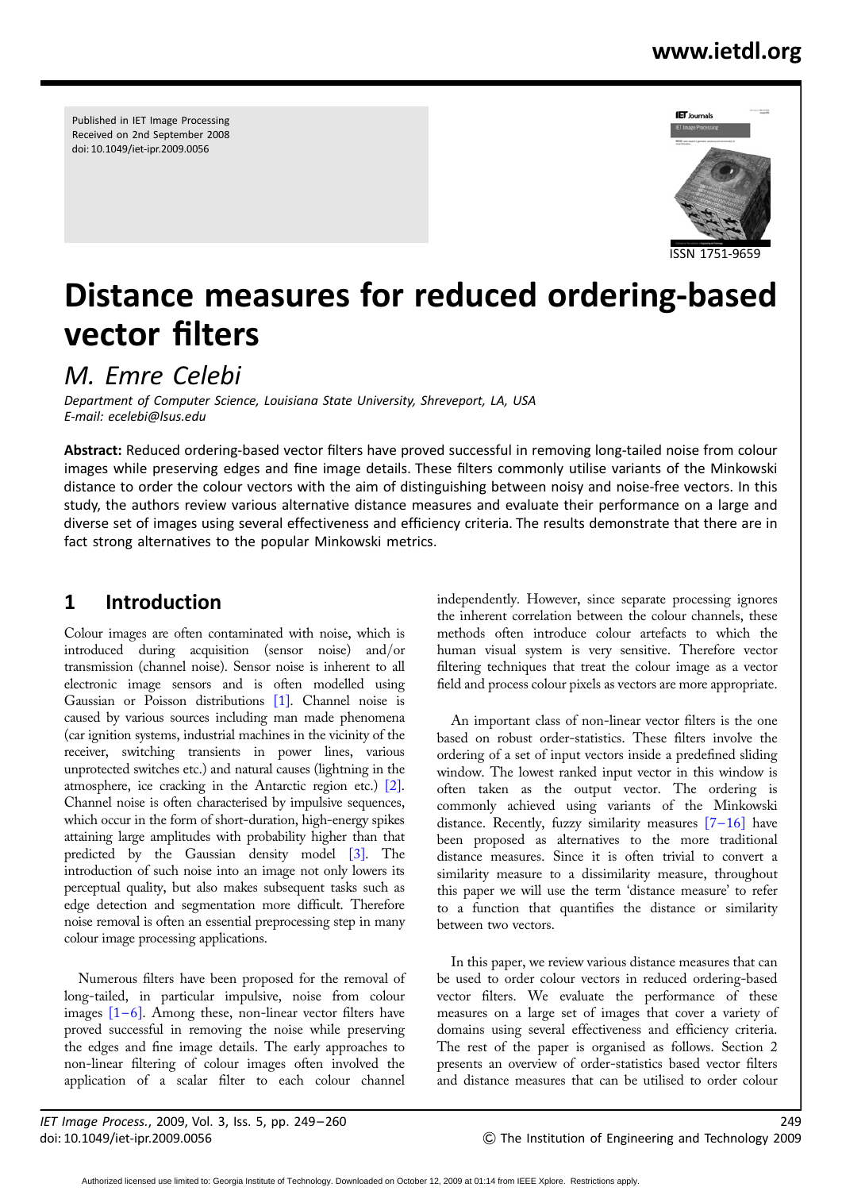Published in IET Image Processing
Received on 2nd September 2008
doi: 10.1049/iet-ipr.2009.0056

ISSN 1751-9659

# Distance measures for reduced ordering-based vector filters

## *M. Emre Celebi*

*Department of Computer Science, Louisiana State University, Shreveport, LA, USA*
*E-mail: ecelebi@lsus.edu*

**Abstract:** Reduced ordering-based vector filters have proved successful in removing long-tailed noise from colour images while preserving edges and fine image details. These filters commonly utilise variants of the Minkowski distance to order the colour vectors with the aim of distinguishing between noisy and noise-free vectors. In this study, the authors review various alternative distance measures and evaluate their performance on a large and diverse set of images using several effectiveness and efficiency criteria. The results demonstrate that there are in fact strong alternatives to the popular Minkowski metrics.

## 1 Introduction

Colour images are often contaminated with noise, which is introduced during acquisition (sensor noise) and/or transmission (channel noise). Sensor noise is inherent to all electronic image sensors and is often modelled using Gaussian or Poisson distributions [1]. Channel noise is caused by various sources including man made phenomena (car ignition systems, industrial machines in the vicinity of the receiver, switching transients in power lines, various unprotected switches etc.) and natural causes (lightning in the atmosphere, ice cracking in the Antarctic region etc.) [2]. Channel noise is often characterised by impulsive sequences, which occur in the form of short-duration, high-energy spikes attaining large amplitudes with probability higher than that predicted by the Gaussian density model [3]. The introduction of such noise into an image not only lowers its perceptual quality, but also makes subsequent tasks such as edge detection and segmentation more difficult. Therefore noise removal is often an essential preprocessing step in many colour image processing applications.

Numerous filters have been proposed for the removal of long-tailed, in particular impulsive, noise from colour images [1–6]. Among these, non-linear vector filters have proved successful in removing the noise while preserving the edges and fine image details. The early approaches to non-linear filtering of colour images often involved the application of a scalar filter to each colour channel independently. However, since separate processing ignores the inherent correlation between the colour channels, these methods often introduce colour artefacts to which the human visual system is very sensitive. Therefore vector filtering techniques that treat the colour image as a vector field and process colour pixels as vectors are more appropriate.

An important class of non-linear vector filters is the one based on robust order-statistics. These filters involve the ordering of a set of input vectors inside a predefined sliding window. The lowest ranked input vector in this window is often taken as the output vector. The ordering is commonly achieved using variants of the Minkowski distance. Recently, fuzzy similarity measures [7–16] have been proposed as alternatives to the more traditional distance measures. Since it is often trivial to convert a similarity measure to a dissimilarity measure, throughout this paper we will use the term 'distance measure' to refer to a function that quantifies the distance or similarity between two vectors.

In this paper, we review various distance measures that can be used to order colour vectors in reduced ordering-based vector filters. We evaluate the performance of these measures on a large set of images that cover a variety of domains using several effectiveness and efficiency criteria. The rest of the paper is organised as follows. Section 2 presents an overview of order-statistics based vector filters and distance measures that can be utilised to order colour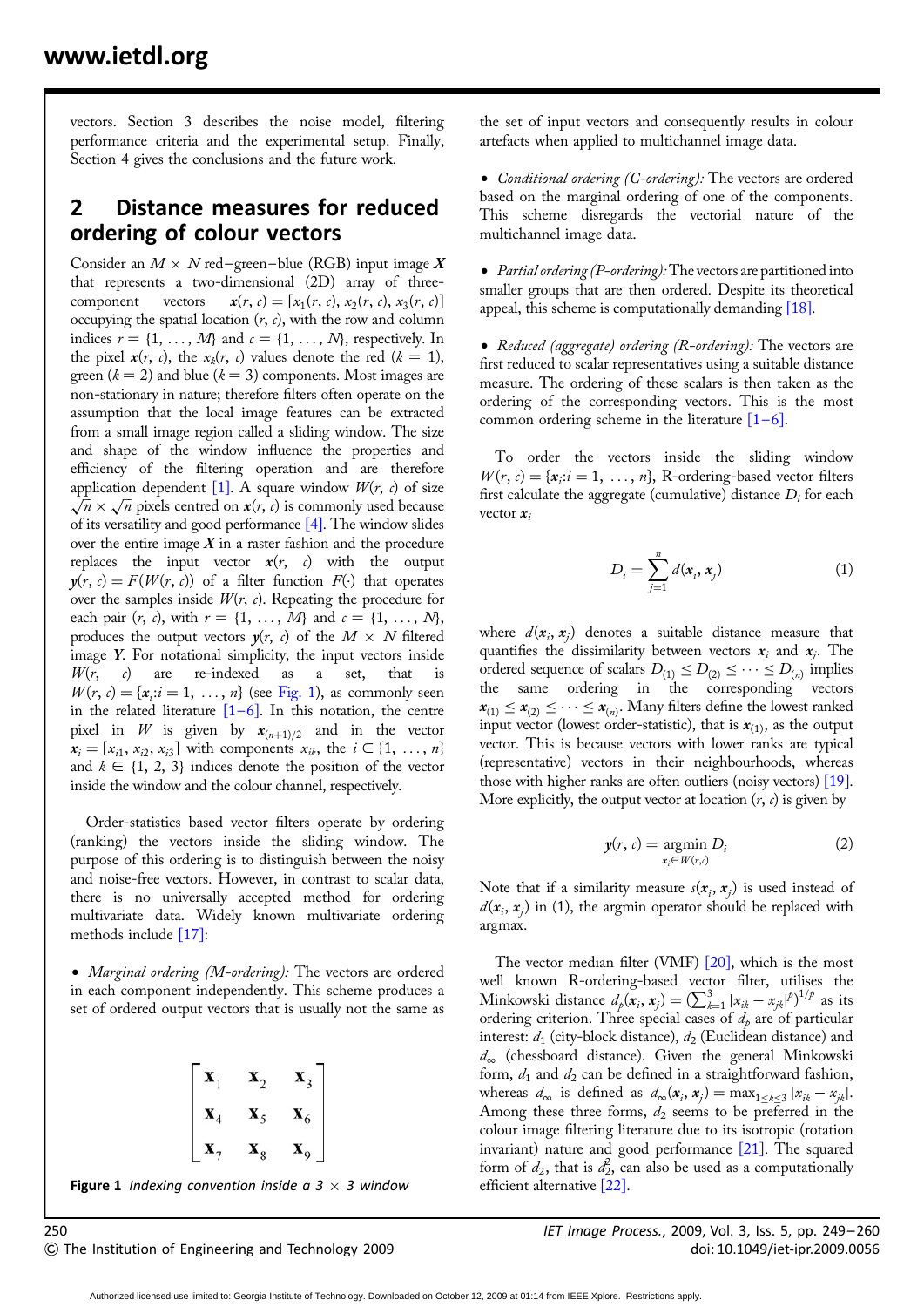vectors. Section 3 describes the noise model, filtering performance criteria and the experimental setup. Finally, Section 4 gives the conclusions and the future work.

## 2 Distance measures for reduced ordering of colour vectors

Consider an $M \times N$ red–green–blue (RGB) input image $\boldsymbol{X}$ that represents a two-dimensional (2D) array of three-component vectors $\boldsymbol{x}(r, c) = [x_1(r, c), x_2(r, c), x_3(r, c)]$ occupying the spatial location $(r, c)$, with the row and column indices $r = \{1, \ldots, M\}$ and $c = \{1, \ldots, N\}$, respectively. In the pixel $\boldsymbol{x}(r, c)$, the $x_k(r, c)$ values denote the red ($k = 1$), green ($k = 2$) and blue ($k = 3$) components. Most images are non-stationary in nature; therefore filters often operate on the assumption that the local image features can be extracted from a small image region called a sliding window. The size and shape of the window influence the properties and efficiency of the filtering operation and are therefore application dependent [1]. A square window $W(r, c)$ of size $\sqrt{n} \times \sqrt{n}$ pixels centred on $\boldsymbol{x}(r, c)$ is commonly used because of its versatility and good performance [4]. The window slides over the entire image $\boldsymbol{X}$ in a raster fashion and the procedure replaces the input vector $\boldsymbol{x}(r, c)$ with the output $\boldsymbol{y}(r, c) = F(W(r, c))$ of a filter function $F(\cdot)$ that operates over the samples inside $W(r, c)$. Repeating the procedure for each pair $(r, c)$, with $r = \{1, \ldots, M\}$ and $c = \{1, \ldots, N\}$, produces the output vectors $\boldsymbol{y}(r, c)$ of the $M \times N$ filtered image $\boldsymbol{Y}$. For notational simplicity, the input vectors inside $W(r, c)$ are re-indexed as a set, that is $W(r, c) = \{\boldsymbol{x}_i : i = 1, \ldots, n\}$ (see Fig. 1), as commonly seen in the related literature [1–6]. In this notation, the centre pixel in $W$ is given by $\boldsymbol{x}_{(n+1)/2}$ and the vector $\boldsymbol{x}_i = [x_{i1}, x_{i2}, x_{i3}]$ with components $x_{ik}$, the $i \in \{1, \ldots, n\}$ and $k \in \{1, 2, 3\}$ indices denote the position of the vector inside the window and the colour channel, respectively.

Order-statistics based vector filters operate by ordering (ranking) the vectors inside the sliding window. The purpose of this ordering is to distinguish between the noisy and noise-free vectors. However, in contrast to scalar data, there is no universally accepted method for ordering multivariate data. Widely known multivariate ordering methods include [17]:

- *Marginal ordering (M-ordering):* The vectors are ordered in each component independently. This scheme produces a set of ordered output vectors that is usually not the same as the set of input vectors and consequently results in colour artefacts when applied to multichannel image data.

$$
\begin{bmatrix}
\mathbf{x}_1 & \mathbf{x}_2 & \mathbf{x}_3 \\
\mathbf{x}_4 & \mathbf{x}_5 & \mathbf{x}_6 \\
\mathbf{x}_7 & \mathbf{x}_8 & \mathbf{x}_9
\end{bmatrix}
$$

**Figure 1** *Indexing convention inside a 3 × 3 window*

- *Conditional ordering (C-ordering):* The vectors are ordered based on the marginal ordering of one of the components. This scheme disregards the vectorial nature of the multichannel image data.

- *Partial ordering (P-ordering):* The vectors are partitioned into smaller groups that are then ordered. Despite its theoretical appeal, this scheme is computationally demanding [18].

- *Reduced (aggregate) ordering (R-ordering):* The vectors are first reduced to scalar representatives using a suitable distance measure. The ordering of these scalars is then taken as the ordering of the corresponding vectors. This is the most common ordering scheme in the literature [1–6].

To order the vectors inside the sliding window $W(r, c) = \{\boldsymbol{x}_i : i = 1, \ldots, n\}$, R-ordering-based vector filters first calculate the aggregate (cumulative) distance $D_i$ for each vector $\boldsymbol{x}_i$

$$
D_i = \sum_{j=1}^{n} d(\boldsymbol{x}_i, \boldsymbol{x}_j) \tag{1}
$$

where $d(\boldsymbol{x}_i, \boldsymbol{x}_j)$ denotes a suitable distance measure that quantifies the dissimilarity between vectors $\boldsymbol{x}_i$ and $\boldsymbol{x}_j$. The ordered sequence of scalars $D_{(1)} \leq D_{(2)} \leq \cdots \leq D_{(n)}$ implies the same ordering in the corresponding vectors $\boldsymbol{x}_{(1)} \leq \boldsymbol{x}_{(2)} \leq \cdots \leq \boldsymbol{x}_{(n)}$. Many filters define the lowest ranked input vector (lowest order-statistic), that is $\boldsymbol{x}_{(1)}$, as the output vector. This is because vectors with lower ranks are typical (representative) vectors in their neighbourhoods, whereas those with higher ranks are often outliers (noisy vectors) [19]. More explicitly, the output vector at location $(r, c)$ is given by

$$
\boldsymbol{y}(r, c) = \underset{\boldsymbol{x}_i \in W(r, c)}{\operatorname{argmin}} \, D_i \tag{2}
$$

Note that if a similarity measure $s(\boldsymbol{x}_i, \boldsymbol{x}_j)$ is used instead of $d(\boldsymbol{x}_i, \boldsymbol{x}_j)$ in (1), the argmin operator should be replaced with argmax.

The vector median filter (VMF) [20], which is the most well known R-ordering-based vector filter, utilises the Minkowski distance $d_p(\boldsymbol{x}_i, \boldsymbol{x}_j) = \left(\sum_{k=1}^{3} |x_{ik} - x_{jk}|^p\right)^{1/p}$ as its ordering criterion. Three special cases of $d_p$ are of particular interest: $d_1$ (city-block distance), $d_2$ (Euclidean distance) and $d_\infty$ (chessboard distance). Given the general Minkowski form, $d_1$ and $d_2$ can be defined in a straightforward fashion, whereas $d_\infty$ is defined as $d_\infty(\boldsymbol{x}_i, \boldsymbol{x}_j) = \max_{1 \leq k \leq 3} |x_{ik} - x_{jk}|$. Among these three forms, $d_2$ seems to be preferred in the colour image filtering literature due to its isotropic (rotation invariant) nature and good performance [21]. The squared form of $d_2$, that is $d_2^2$, can also be used as a computationally efficient alternative [22].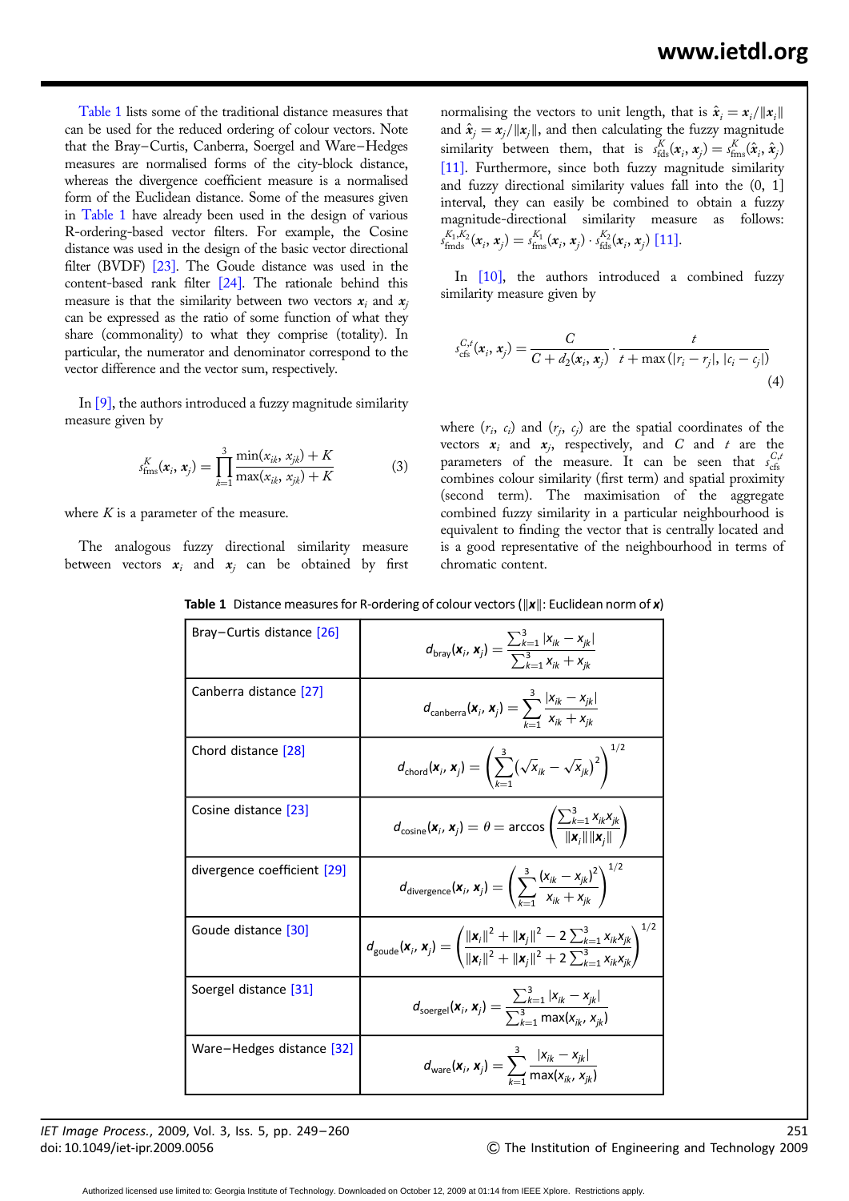Table 1 lists some of the traditional distance measures that can be used for the reduced ordering of colour vectors. Note that the Bray–Curtis, Canberra, Soergel and Ware–Hedges measures are normalised forms of the city-block distance, whereas the divergence coefficient measure is a normalised form of the Euclidean distance. Some of the measures given in Table 1 have already been used in the design of various R-ordering-based vector filters. For example, the Cosine distance was used in the design of the basic vector directional filter (BVDF) [23]. The Goude distance was used in the content-based rank filter [24]. The rationale behind this measure is that the similarity between two vectors $\boldsymbol{x}_i$ and $\boldsymbol{x}_j$ can be expressed as the ratio of some function of what they share (commonality) to what they comprise (totality). In particular, the numerator and denominator correspond to the vector difference and the vector sum, respectively.

In [9], the authors introduced a fuzzy magnitude similarity measure given by

$$s_{\text{fms}}^{K}(\boldsymbol{x}_i, \boldsymbol{x}_j) = \prod_{k=1}^{3} \frac{\min(x_{ik}, x_{jk}) + K}{\max(x_{ik}, x_{jk}) + K} \tag{3}$$

where $K$ is a parameter of the measure.

The analogous fuzzy directional similarity measure between vectors $\boldsymbol{x}_i$ and $\boldsymbol{x}_j$ can be obtained by first normalising the vectors to unit length, that is $\hat{\boldsymbol{x}}_i = \boldsymbol{x}_i / \|\boldsymbol{x}_i\|$ and $\hat{\boldsymbol{x}}_j = \boldsymbol{x}_j / \|\boldsymbol{x}_j\|$, and then calculating the fuzzy magnitude similarity between them, that is $s_{\text{fds}}^{K}(\boldsymbol{x}_i, \boldsymbol{x}_j) = s_{\text{fms}}^{K}(\hat{\boldsymbol{x}}_i, \hat{\boldsymbol{x}}_j)$ [11]. Furthermore, since both fuzzy magnitude similarity and fuzzy directional similarity values fall into the (0, 1] interval, they can easily be combined to obtain a fuzzy magnitude-directional similarity measure as follows: $s_{\text{fmds}}^{K_1, K_2}(\boldsymbol{x}_i, \boldsymbol{x}_j) = s_{\text{fms}}^{K_1}(\boldsymbol{x}_i, \boldsymbol{x}_j) \cdot s_{\text{fds}}^{K_2}(\boldsymbol{x}_i, \boldsymbol{x}_j)$ [11].

In [10], the authors introduced a combined fuzzy similarity measure given by

$$s_{\text{cfs}}^{C,t}(\boldsymbol{x}_i, \boldsymbol{x}_j) = \frac{C}{C + d_2(\boldsymbol{x}_i, \boldsymbol{x}_j)} \cdot \frac{t}{t + \max(|r_i - r_j|, |c_i - c_j|)} \tag{4}$$

where $(r_i, c_i)$ and $(r_j, c_j)$ are the spatial coordinates of the vectors $\boldsymbol{x}_i$ and $\boldsymbol{x}_j$, respectively, and $C$ and $t$ are the parameters of the measure. It can be seen that $s_{\text{cfs}}^{C,t}$ combines colour similarity (first term) and spatial proximity (second term). The maximisation of the aggregate combined fuzzy similarity in a particular neighbourhood is equivalent to finding the vector that is centrally located and is a good representative of the neighbourhood in terms of chromatic content.

**Table 1** Distance measures for R-ordering of colour vectors ($\|\boldsymbol{x}\|$: Euclidean norm of $\boldsymbol{x}$)

| Measure | Definition |
|---|---|
| Bray–Curtis distance [26] | $d_{\text{bray}}(\boldsymbol{x}_i, \boldsymbol{x}_j) = \dfrac{\sum_{k=1}^{3} \lvert x_{ik} - x_{jk} \rvert}{\sum_{k=1}^{3} x_{ik} + x_{jk}}$ |
| Canberra distance [27] | $d_{\text{canberra}}(\boldsymbol{x}_i, \boldsymbol{x}_j) = \sum_{k=1}^{3} \dfrac{\lvert x_{ik} - x_{jk} \rvert}{x_{ik} + x_{jk}}$ |
| Chord distance [28] | $d_{\text{chord}}(\boldsymbol{x}_i, \boldsymbol{x}_j) = \left( \sum_{k=1}^{3} \left( \sqrt{x_{ik}} - \sqrt{x_{jk}} \right)^2 \right)^{1/2}$ |
| Cosine distance [23] | $d_{\text{cosine}}(\boldsymbol{x}_i, \boldsymbol{x}_j) = \theta = \arccos\left( \dfrac{\sum_{k=1}^{3} x_{ik} x_{jk}}{\|\boldsymbol{x}_i\| \|\boldsymbol{x}_j\|} \right)$ |
| divergence coefficient [29] | $d_{\text{divergence}}(\boldsymbol{x}_i, \boldsymbol{x}_j) = \left( \sum_{k=1}^{3} \dfrac{(x_{ik} - x_{jk})^2}{x_{ik} + x_{jk}} \right)^{1/2}$ |
| Goude distance [30] | $d_{\text{goude}}(\boldsymbol{x}_i, \boldsymbol{x}_j) = \left( \dfrac{\|\boldsymbol{x}_i\|^2 + \|\boldsymbol{x}_j\|^2 - 2\sum_{k=1}^{3} x_{ik} x_{jk}}{\|\boldsymbol{x}_i\|^2 + \|\boldsymbol{x}_j\|^2 + 2\sum_{k=1}^{3} x_{ik} x_{jk}} \right)^{1/2}$ |
| Soergel distance [31] | $d_{\text{soergel}}(\boldsymbol{x}_i, \boldsymbol{x}_j) = \dfrac{\sum_{k=1}^{3} \lvert x_{ik} - x_{jk} \rvert}{\sum_{k=1}^{3} \max(x_{ik}, x_{jk})}$ |
| Ware–Hedges distance [32] | $d_{\text{ware}}(\boldsymbol{x}_i, \boldsymbol{x}_j) = \sum_{k=1}^{3} \dfrac{\lvert x_{ik} - x_{jk} \rvert}{\max(x_{ik}, x_{jk})}$ |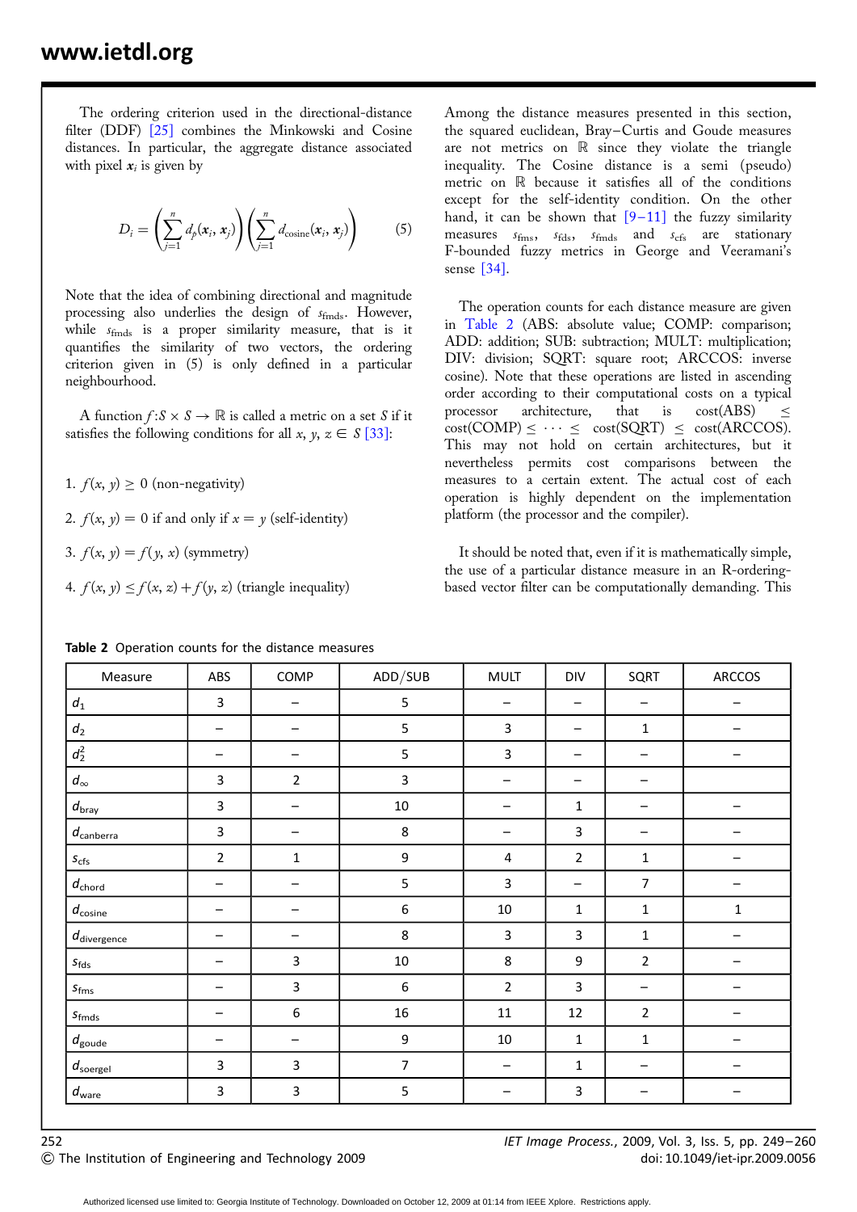The ordering criterion used in the directional-distance filter (DDF) [25] combines the Minkowski and Cosine distances. In particular, the aggregate distance associated with pixel $\boldsymbol{x}_i$ is given by

$$D_i = \left( \sum_{j=1}^{n} d_p(\boldsymbol{x}_i, \boldsymbol{x}_j) \right) \left( \sum_{j=1}^{n} d_{\text{cosine}}(\boldsymbol{x}_i, \boldsymbol{x}_j) \right) \tag{5}$$

Note that the idea of combining directional and magnitude processing also underlies the design of $s_{\text{fmds}}$. However, while $s_{\text{fmds}}$ is a proper similarity measure, that is it quantifies the similarity of two vectors, the ordering criterion given in (5) is only defined in a particular neighbourhood.

A function $f: S \times S \to \mathbb{R}$ is called a metric on a set $S$ if it satisfies the following conditions for all $x, y, z \in S$ [33]:

1. $f(x, y) \geq 0$ (non-negativity)
2. $f(x, y) = 0$ if and only if $x = y$ (self-identity)
3. $f(x, y) = f(y, x)$ (symmetry)
4. $f(x, y) \leq f(x, z) + f(y, z)$ (triangle inequality)

Among the distance measures presented in this section, the squared euclidean, Bray–Curtis and Goude measures are not metrics on $\mathbb{R}$ since they violate the triangle inequality. The Cosine distance is a semi (pseudo) metric on $\mathbb{R}$ because it satisfies all of the conditions except for the self-identity condition. On the other hand, it can be shown that [9–11] the fuzzy similarity measures $s_{\text{fms}}$, $s_{\text{fds}}$, $s_{\text{fmds}}$ and $s_{\text{cfs}}$ are stationary F-bounded fuzzy metrics in George and Veeramani's sense [34].

The operation counts for each distance measure are given in Table 2 (ABS: absolute value; COMP: comparison; ADD: addition; SUB: subtraction; MULT: multiplication; DIV: division; SQRT: square root; ARCCOS: inverse cosine). Note that these operations are listed in ascending order according to their computational costs on a typical processor architecture, that is cost(ABS) $\leq$ cost(COMP) $\leq \cdots \leq$ cost(SQRT) $\leq$ cost(ARCCOS). This may not hold on certain architectures, but it nevertheless permits cost comparisons between the measures to a certain extent. The actual cost of each operation is highly dependent on the implementation platform (the processor and the compiler).

It should be noted that, even if it is mathematically simple, the use of a particular distance measure in an R-ordering-based vector filter can be computationally demanding. This

**Table 2** Operation counts for the distance measures

| Measure | ABS | COMP | ADD/SUB | MULT | DIV | SQRT | ARCCOS |
|---|---|---|---|---|---|---|---|
| $d_1$ | 3 | – | 5 | – | – | – | – |
| $d_2$ | – | – | 5 | 3 | – | 1 | – |
| $d_2^2$ | – | – | 5 | 3 | – | – | – |
| $d_\infty$ | 3 | 2 | 3 | – | – | – | |
| $d_{\text{bray}}$ | 3 | – | 10 | – | 1 | – | – |
| $d_{\text{canberra}}$ | 3 | – | 8 | – | 3 | – | – |
| $s_{\text{cfs}}$ | 2 | 1 | 9 | 4 | 2 | 1 | – |
| $d_{\text{chord}}$ | – | – | 5 | 3 | – | 7 | – |
| $d_{\text{cosine}}$ | – | – | 6 | 10 | 1 | 1 | 1 |
| $d_{\text{divergence}}$ | – | – | 8 | 3 | 3 | 1 | – |
| $s_{\text{fds}}$ | – | 3 | 10 | 8 | 9 | 2 | – |
| $s_{\text{fms}}$ | – | 3 | 6 | 2 | 3 | – | – |
| $s_{\text{fmds}}$ | – | 6 | 16 | 11 | 12 | 2 | – |
| $d_{\text{goude}}$ | – | – | 9 | 10 | 1 | 1 | – |
| $d_{\text{soergel}}$ | 3 | 3 | 7 | – | 1 | – | – |
| $d_{\text{ware}}$ | 3 | 3 | 5 | – | 3 | – | – |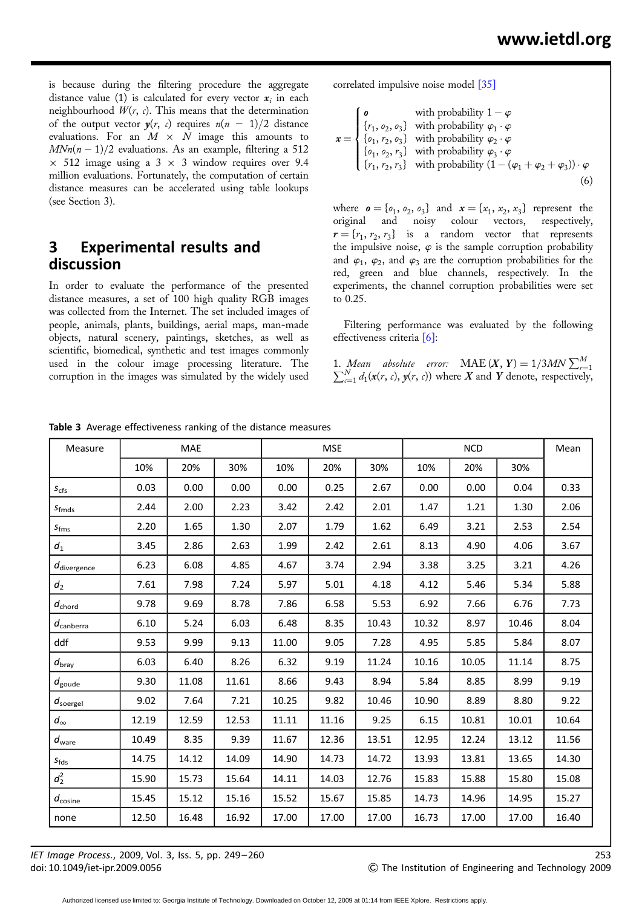is because during the filtering procedure the aggregate distance value (1) is calculated for every vector $\boldsymbol{x}_i$ in each neighbourhood $W(r, c)$. This means that the determination of the output vector $\boldsymbol{y}(r, c)$ requires $n(n-1)/2$ distance evaluations. For an $M \times N$ image this amounts to $MNn(n-1)/2$ evaluations. As an example, filtering a $512 \times 512$ image using a $3 \times 3$ window requires over 9.4 million evaluations. Fortunately, the computation of certain distance measures can be accelerated using table lookups (see Section 3).

## 3 Experimental results and discussion

In order to evaluate the performance of the presented distance measures, a set of 100 high quality RGB images was collected from the Internet. The set included images of people, animals, plants, buildings, aerial maps, man-made objects, natural scenery, paintings, sketches, as well as scientific, biomedical, synthetic and test images commonly used in the colour image processing literature. The corruption in the images was simulated by the widely used correlated impulsive noise model [35]

$$\boldsymbol{x} = \begin{cases} \boldsymbol{o} & \text{with probability } 1-\varphi \\ \{r_1, o_2, o_3\} & \text{with probability } \varphi_1 \cdot \varphi \\ \{o_1, r_2, o_3\} & \text{with probability } \varphi_2 \cdot \varphi \\ \{o_1, o_2, r_3\} & \text{with probability } \varphi_3 \cdot \varphi \\ \{r_1, r_2, r_3\} & \text{with probability } (1-(\varphi_1+\varphi_2+\varphi_3)) \cdot \varphi \end{cases} \tag{6}$$

where $\boldsymbol{o} = \{o_1, o_2, o_3\}$ and $\boldsymbol{x} = \{x_1, x_2, x_3\}$ represent the original and noisy colour vectors, respectively, $\boldsymbol{r} = \{r_1, r_2, r_3\}$ is a random vector that represents the impulsive noise, $\varphi$ is the sample corruption probability and $\varphi_1$, $\varphi_2$, and $\varphi_3$ are the corruption probabilities for the red, green and blue channels, respectively. In the experiments, the channel corruption probabilities were set to 0.25.

Filtering performance was evaluated by the following effectiveness criteria [6]:

1. *Mean absolute error:* $\text{MAE}(\boldsymbol{X}, \boldsymbol{Y}) = 1/3MN \sum_{r=1}^{M} \sum_{c=1}^{N} d_1(\boldsymbol{x}(r, c), \boldsymbol{y}(r, c))$ where $\boldsymbol{X}$ and $\boldsymbol{Y}$ denote, respectively,

**Table 3** Average effectiveness ranking of the distance measures

| Measure | MAE | | | MSE | | | NCD | | | Mean |
|---|---|---|---|---|---|---|---|---|---|---|
| | 10% | 20% | 30% | 10% | 20% | 30% | 10% | 20% | 30% | |
| $s_{\text{cfs}}$ | 0.03 | 0.00 | 0.00 | 0.00 | 0.25 | 2.67 | 0.00 | 0.00 | 0.04 | 0.33 |
| $s_{\text{fmds}}$ | 2.44 | 2.00 | 2.23 | 3.42 | 2.42 | 2.01 | 1.47 | 1.21 | 1.30 | 2.06 |
| $s_{\text{fms}}$ | 2.20 | 1.65 | 1.30 | 2.07 | 1.79 | 1.62 | 6.49 | 3.21 | 2.53 | 2.54 |
| $d_1$ | 3.45 | 2.86 | 2.63 | 1.99 | 2.42 | 2.61 | 8.13 | 4.90 | 4.06 | 3.67 |
| $d_{\text{divergence}}$ | 6.23 | 6.08 | 4.85 | 4.67 | 3.74 | 2.94 | 3.38 | 3.25 | 3.21 | 4.26 |
| $d_2$ | 7.61 | 7.98 | 7.24 | 5.97 | 5.01 | 4.18 | 4.12 | 5.46 | 5.34 | 5.88 |
| $d_{\text{chord}}$ | 9.78 | 9.69 | 8.78 | 7.86 | 6.58 | 5.53 | 6.92 | 7.66 | 6.76 | 7.73 |
| $d_{\text{canberra}}$ | 6.10 | 5.24 | 6.03 | 6.48 | 8.35 | 10.43 | 10.32 | 8.97 | 10.46 | 8.04 |
| ddf | 9.53 | 9.99 | 9.13 | 11.00 | 9.05 | 7.28 | 4.95 | 5.85 | 5.84 | 8.07 |
| $d_{\text{bray}}$ | 6.03 | 6.40 | 8.26 | 6.32 | 9.19 | 11.24 | 10.16 | 10.05 | 11.14 | 8.75 |
| $d_{\text{goude}}$ | 9.30 | 11.08 | 11.61 | 8.66 | 9.43 | 8.94 | 5.84 | 8.85 | 8.99 | 9.19 |
| $d_{\text{soergel}}$ | 9.02 | 7.64 | 7.21 | 10.25 | 9.82 | 10.46 | 10.90 | 8.89 | 8.80 | 9.22 |
| $d_{\infty}$ | 12.19 | 12.59 | 12.53 | 11.11 | 11.16 | 9.25 | 6.15 | 10.81 | 10.01 | 10.64 |
| $d_{\text{ware}}$ | 10.49 | 8.35 | 9.39 | 11.67 | 12.36 | 13.51 | 12.95 | 12.24 | 13.12 | 11.56 |
| $s_{\text{fds}}$ | 14.75 | 14.12 | 14.09 | 14.90 | 14.73 | 14.72 | 13.93 | 13.81 | 13.65 | 14.30 |
| $d_2^2$ | 15.90 | 15.73 | 15.64 | 14.11 | 14.03 | 12.76 | 15.83 | 15.88 | 15.80 | 15.08 |
| $d_{\text{cosine}}$ | 15.45 | 15.12 | 15.16 | 15.52 | 15.67 | 15.85 | 14.73 | 14.96 | 14.95 | 15.27 |
| none | 12.50 | 16.48 | 16.92 | 17.00 | 17.00 | 17.00 | 16.73 | 17.00 | 17.00 | 16.40 |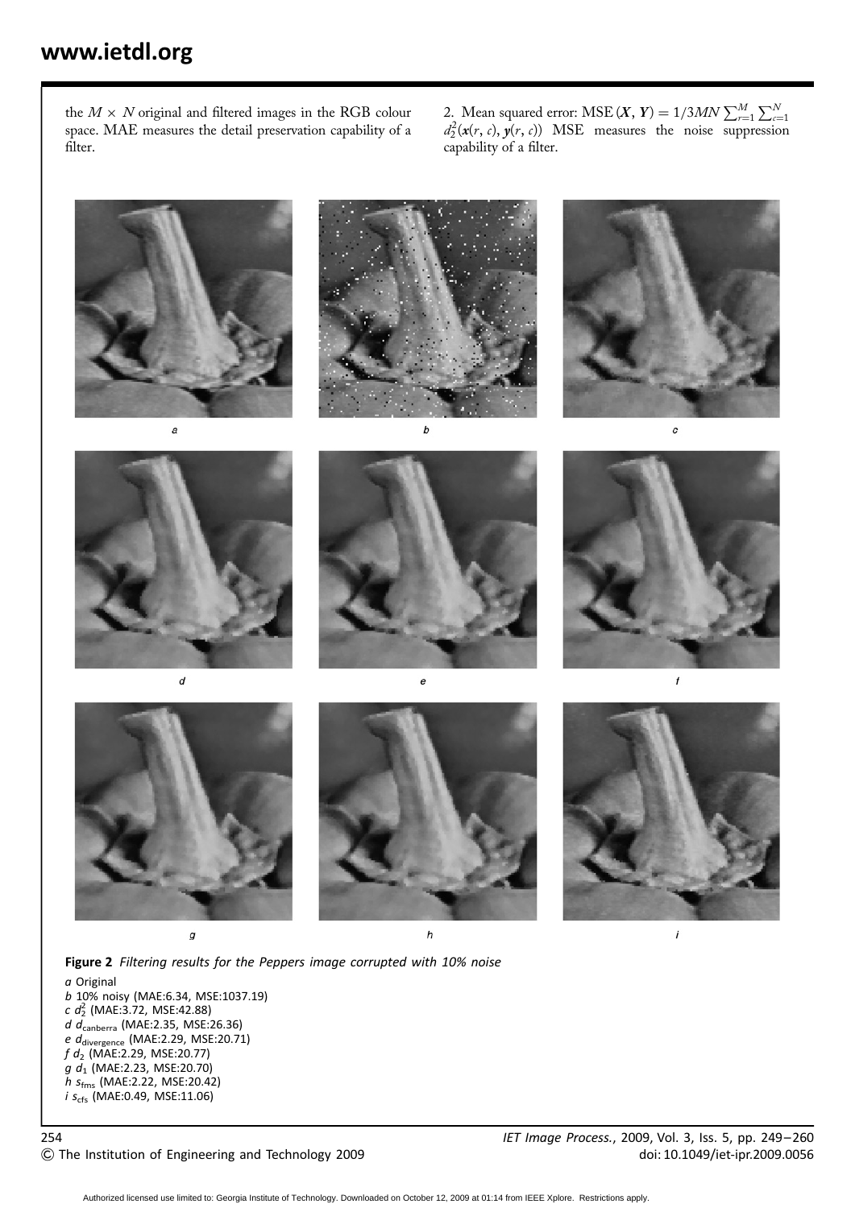the $M \times N$ original and filtered images in the RGB colour space. MAE measures the detail preservation capability of a filter.

2. Mean squared error: $\mathrm{MSE}(\boldsymbol{X}, \boldsymbol{Y}) = 1/3MN \sum_{r=1}^{M} \sum_{c=1}^{N} d_2^2(\boldsymbol{x}(r, c), \boldsymbol{y}(r, c))$ MSE measures the noise suppression capability of a filter.

**Figure 2** *Filtering results for the Peppers image corrupted with 10% noise*

*a* Original
*b* 10% noisy (MAE:6.34, MSE:1037.19)
*c* $d_2^2$ (MAE:3.72, MSE:42.88)
*d* $d_{\mathrm{canberra}}$ (MAE:2.35, MSE:26.36)
*e* $d_{\mathrm{divergence}}$ (MAE:2.29, MSE:20.71)
*f* $d_2$ (MAE:2.29, MSE:20.77)
*g* $d_1$ (MAE:2.23, MSE:20.70)
*h* $s_{\mathrm{fms}}$ (MAE:2.22, MSE:20.42)
*i* $s_{\mathrm{cfs}}$ (MAE:0.49, MSE:11.06)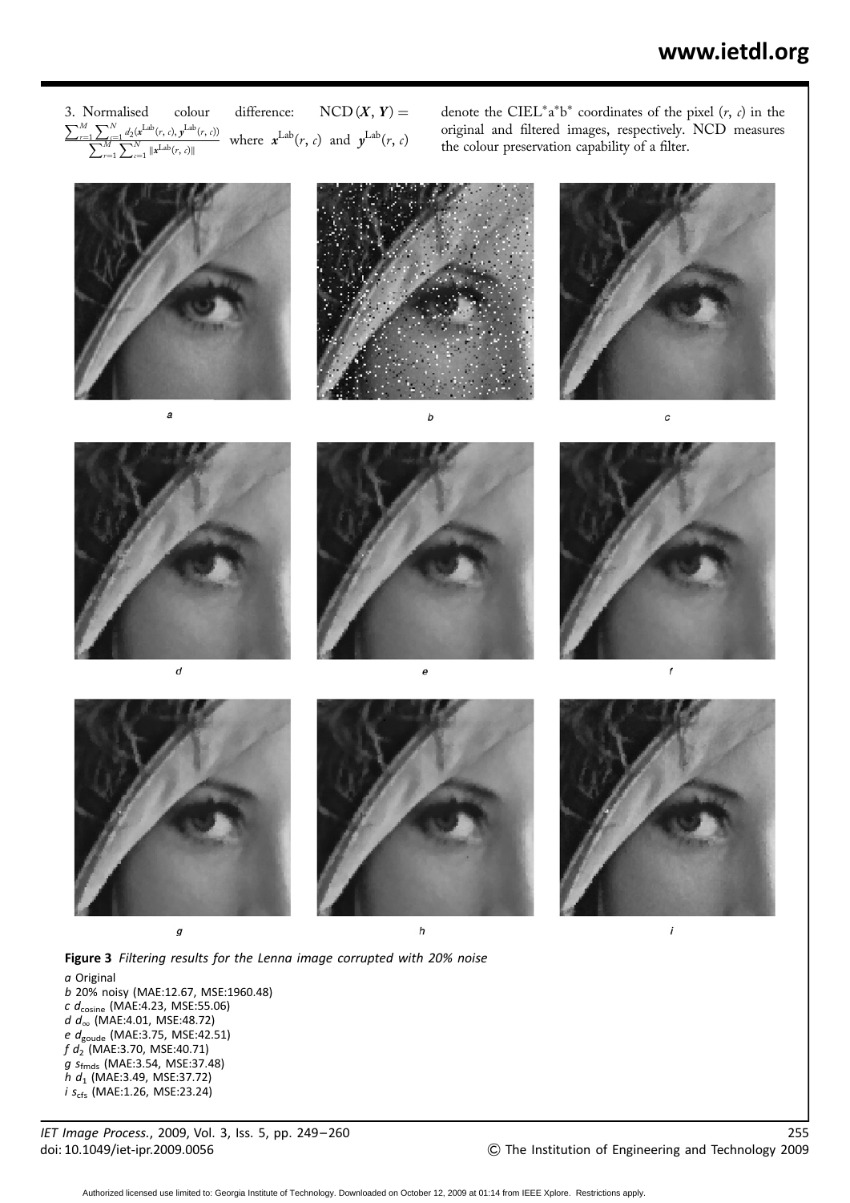3. Normalised colour difference: $\mathrm{NCD}(\boldsymbol{X}, \boldsymbol{Y}) = \frac{\sum_{r=1}^{M}\sum_{c=1}^{N} d_2(\boldsymbol{x}^{\mathrm{Lab}}(r,c), \boldsymbol{y}^{\mathrm{Lab}}(r,c))}{\sum_{r=1}^{M}\sum_{c=1}^{N} \|\boldsymbol{x}^{\mathrm{Lab}}(r,c)\|}$ where $\boldsymbol{x}^{\mathrm{Lab}}(r,c)$ and $\boldsymbol{y}^{\mathrm{Lab}}(r,c)$ denote the CIEL*a*b* coordinates of the pixel $(r, c)$ in the original and filtered images, respectively. NCD measures the colour preservation capability of a filter.

**Figure 3** *Filtering results for the Lenna image corrupted with 20% noise*

*a* Original
*b* 20% noisy (MAE:12.67, MSE:1960.48)
*c* $d_{\mathrm{cosine}}$ (MAE:4.23, MSE:55.06)
*d* $d_{\infty}$ (MAE:4.01, MSE:48.72)
*e* $d_{\mathrm{goude}}$ (MAE:3.75, MSE:42.51)
*f* $d_2$ (MAE:3.70, MSE:40.71)
*g* $s_{\mathrm{fmds}}$ (MAE:3.54, MSE:37.48)
*h* $d_1$ (MAE:3.49, MSE:37.72)
*i* $s_{\mathrm{cfs}}$ (MAE:1.26, MSE:23.24)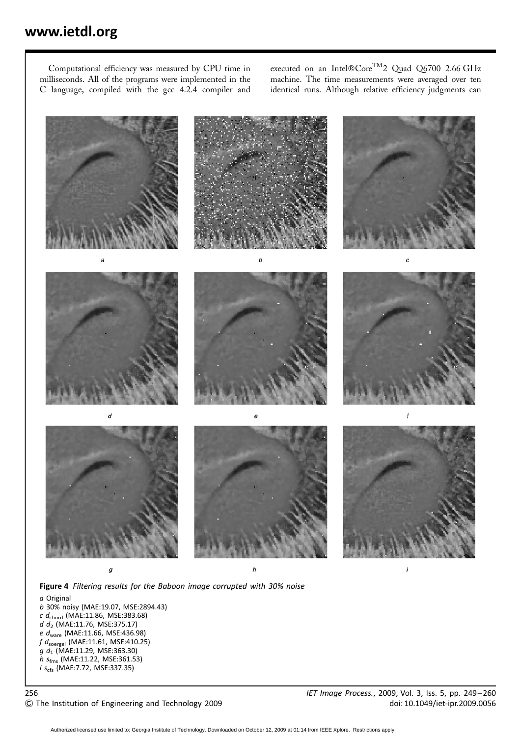Computational efficiency was measured by CPU time in milliseconds. All of the programs were implemented in the C language, compiled with the gcc 4.2.4 compiler and executed on an Intel®Core™2 Quad Q6700 2.66 GHz machine. The time measurements were averaged over ten identical runs. Although relative efficiency judgments can

**Figure 4** *Filtering results for the Baboon image corrupted with 30% noise*

*a* Original
*b* 30% noisy (MAE:19.07, MSE:2894.43)
*c* $d_{\text{chord}}$ (MAE:11.86, MSE:383.68)
*d* $d_2$ (MAE:11.76, MSE:375.17)
*e* $d_{\text{ware}}$ (MAE:11.66, MSE:436.98)
*f* $d_{\text{soergel}}$ (MAE:11.61, MSE:410.25)
*g* $d_1$ (MAE:11.29, MSE:363.30)
*h* $s_{\text{fms}}$ (MAE:11.22, MSE:361.53)
*i* $s_{\text{cfs}}$ (MAE:7.72, MSE:337.35)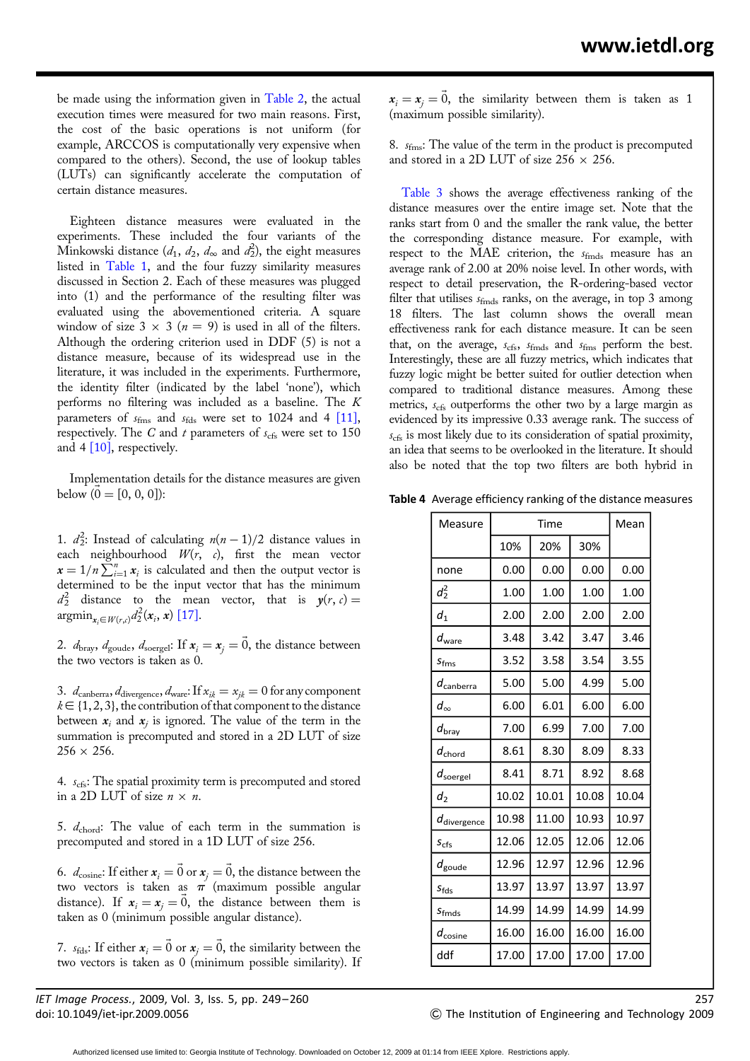be made using the information given in Table 2, the actual execution times were measured for two main reasons. First, the cost of the basic operations is not uniform (for example, ARCCOS is computationally very expensive when compared to the others). Second, the use of lookup tables (LUTs) can significantly accelerate the computation of certain distance measures.

Eighteen distance measures were evaluated in the experiments. These included the four variants of the Minkowski distance ($d_1$, $d_2$, $d_\infty$ and $d_2^2$), the eight measures listed in Table 1, and the four fuzzy similarity measures discussed in Section 2. Each of these measures was plugged into (1) and the performance of the resulting filter was evaluated using the abovementioned criteria. A square window of size $3 \times 3$ ($n = 9$) is used in all of the filters. Although the ordering criterion used in DDF (5) is not a distance measure, because of its widespread use in the literature, it was included in the experiments. Furthermore, the identity filter (indicated by the label 'none'), which performs no filtering was included as a baseline. The $K$ parameters of $s_{\text{fms}}$ and $s_{\text{fds}}$ were set to 1024 and 4 [11], respectively. The $C$ and $t$ parameters of $s_{\text{cfs}}$ were set to 150 and 4 [10], respectively.

Implementation details for the distance measures are given below ($\vec{0} = [0, 0, 0]$):

1. $d_2^2$: Instead of calculating $n(n-1)/2$ distance values in each neighbourhood $W(r, c)$, first the mean vector $\boldsymbol{x} = 1/n \sum_{i=1}^{n} \boldsymbol{x}_i$ is calculated and then the output vector is determined to be the input vector that has the minimum $d_2^2$ distance to the mean vector, that is $\boldsymbol{y}(r, c) = \text{argmin}_{\boldsymbol{x}_i \in W(r,c)} d_2^2(\boldsymbol{x}_i, \boldsymbol{x})$ [17].

2. $d_{\text{bray}}$, $d_{\text{goude}}$, $d_{\text{soergel}}$: If $\boldsymbol{x}_i = \boldsymbol{x}_j = \vec{0}$, the distance between the two vectors is taken as 0.

3. $d_{\text{canberra}}$, $d_{\text{divergence}}$, $d_{\text{ware}}$: If $x_{ik} = x_{jk} = 0$ for any component $k \in \{1, 2, 3\}$, the contribution of that component to the distance between $\boldsymbol{x}_i$ and $\boldsymbol{x}_j$ is ignored. The value of the term in the summation is precomputed and stored in a 2D LUT of size $256 \times 256$.

4. $s_{\text{cfs}}$: The spatial proximity term is precomputed and stored in a 2D LUT of size $n \times n$.

5. $d_{\text{chord}}$: The value of each term in the summation is precomputed and stored in a 1D LUT of size 256.

6. $d_{\text{cosine}}$: If either $\boldsymbol{x}_i = \vec{0}$ or $\boldsymbol{x}_j = \vec{0}$, the distance between the two vectors is taken as $\pi$ (maximum possible angular distance). If $\boldsymbol{x}_i = \boldsymbol{x}_j = \vec{0}$, the distance between them is taken as 0 (minimum possible angular distance).

7. $s_{\text{fds}}$: If either $\boldsymbol{x}_i = \vec{0}$ or $\boldsymbol{x}_j = \vec{0}$, the similarity between the two vectors is taken as 0 (minimum possible similarity). If $\boldsymbol{x}_i = \boldsymbol{x}_j = \vec{0}$, the similarity between them is taken as 1 (maximum possible similarity).

8. $s_{\text{fms}}$: The value of the term in the product is precomputed and stored in a 2D LUT of size $256 \times 256$.

Table 3 shows the average effectiveness ranking of the distance measures over the entire image set. Note that the ranks start from 0 and the smaller the rank value, the better the corresponding distance measure. For example, with respect to the MAE criterion, the $s_{\text{fmds}}$ measure has an average rank of 2.00 at 20% noise level. In other words, with respect to detail preservation, the R-ordering-based vector filter that utilises $s_{\text{fmds}}$ ranks, on the average, in top 3 among 18 filters. The last column shows the overall mean effectiveness rank for each distance measure. It can be seen that, on the average, $s_{\text{cfs}}$, $s_{\text{fmds}}$ and $s_{\text{fms}}$ perform the best. Interestingly, these are all fuzzy metrics, which indicates that fuzzy logic might be better suited for outlier detection when compared to traditional distance measures. Among these metrics, $s_{\text{cfs}}$ outperforms the other two by a large margin as evidenced by its impressive 0.33 average rank. The success of $s_{\text{cfs}}$ is most likely due to its consideration of spatial proximity, an idea that seems to be overlooked in the literature. It should also be noted that the top two filters are both hybrid in

**Table 4** Average efficiency ranking of the distance measures

| Measure | Time | | | Mean |
|---|---|---|---|---|
| | 10% | 20% | 30% | |
| none | 0.00 | 0.00 | 0.00 | 0.00 |
| $d_2^2$ | 1.00 | 1.00 | 1.00 | 1.00 |
| $d_1$ | 2.00 | 2.00 | 2.00 | 2.00 |
| $d_{\text{ware}}$ | 3.48 | 3.42 | 3.47 | 3.46 |
| $s_{\text{fms}}$ | 3.52 | 3.58 | 3.54 | 3.55 |
| $d_{\text{canberra}}$ | 5.00 | 5.00 | 4.99 | 5.00 |
| $d_\infty$ | 6.00 | 6.01 | 6.00 | 6.00 |
| $d_{\text{bray}}$ | 7.00 | 6.99 | 7.00 | 7.00 |
| $d_{\text{chord}}$ | 8.61 | 8.30 | 8.09 | 8.33 |
| $d_{\text{soergel}}$ | 8.41 | 8.71 | 8.92 | 8.68 |
| $d_2$ | 10.02 | 10.01 | 10.08 | 10.04 |
| $d_{\text{divergence}}$ | 10.98 | 11.00 | 10.93 | 10.97 |
| $s_{\text{cfs}}$ | 12.06 | 12.05 | 12.06 | 12.06 |
| $d_{\text{goude}}$ | 12.96 | 12.97 | 12.96 | 12.96 |
| $s_{\text{fds}}$ | 13.97 | 13.97 | 13.97 | 13.97 |
| $s_{\text{fmds}}$ | 14.99 | 14.99 | 14.99 | 14.99 |
| $d_{\text{cosine}}$ | 16.00 | 16.00 | 16.00 | 16.00 |
| ddf | 17.00 | 17.00 | 17.00 | 17.00 |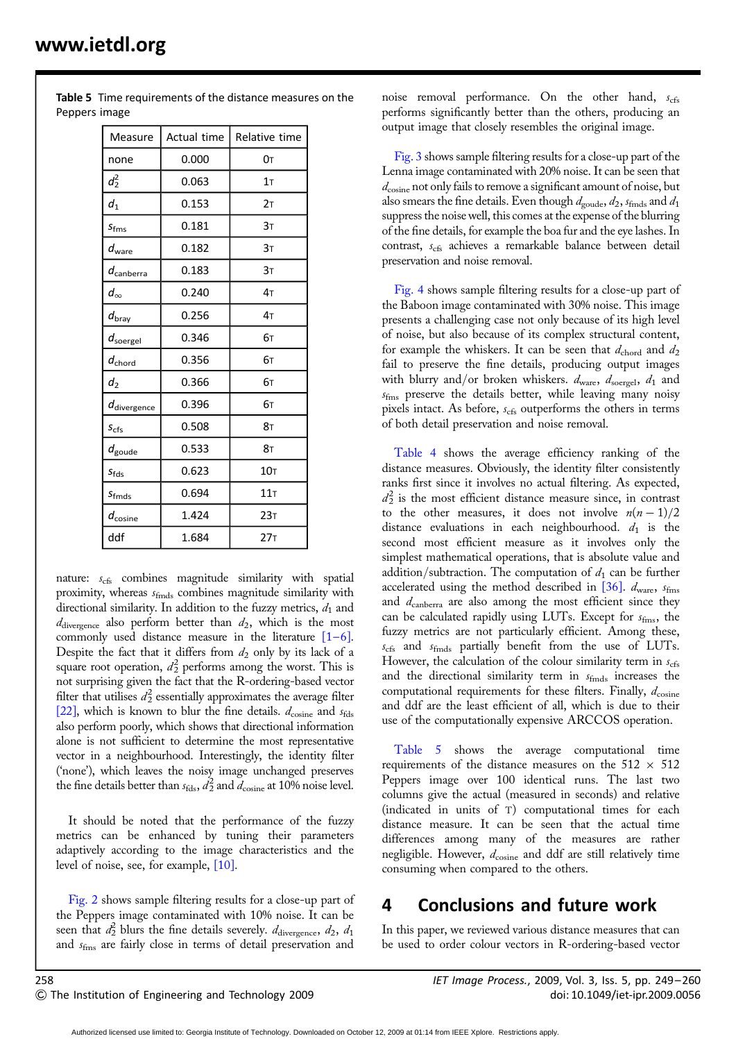**Table 5** Time requirements of the distance measures on the Peppers image

| Measure | Actual time | Relative time |
|---|---|---|
| none | 0.000 | 0τ |
| $d_2^2$ | 0.063 | 1τ |
| $d_1$ | 0.153 | 2τ |
| $s_{\text{fms}}$ | 0.181 | 3τ |
| $d_{\text{ware}}$ | 0.182 | 3τ |
| $d_{\text{canberra}}$ | 0.183 | 3τ |
| $d_\infty$ | 0.240 | 4τ |
| $d_{\text{bray}}$ | 0.256 | 4τ |
| $d_{\text{soergel}}$ | 0.346 | 6τ |
| $d_{\text{chord}}$ | 0.356 | 6τ |
| $d_2$ | 0.366 | 6τ |
| $d_{\text{divergence}}$ | 0.396 | 6τ |
| $s_{\text{cfs}}$ | 0.508 | 8τ |
| $d_{\text{goude}}$ | 0.533 | 8τ |
| $s_{\text{fds}}$ | 0.623 | 10τ |
| $s_{\text{fmds}}$ | 0.694 | 11τ |
| $d_{\text{cosine}}$ | 1.424 | 23τ |
| ddf | 1.684 | 27τ |

nature: $s_{\text{cfs}}$ combines magnitude similarity with spatial proximity, whereas $s_{\text{fmds}}$ combines magnitude similarity with directional similarity. In addition to the fuzzy metrics, $d_1$ and $d_{\text{divergence}}$ also perform better than $d_2$, which is the most commonly used distance measure in the literature [1–6]. Despite the fact that it differs from $d_2$ only by its lack of a square root operation, $d_2^2$ performs the worst. This is not surprising given the fact that the R-ordering-based vector filter that utilises $d_2^2$ essentially approximates the average filter [22], which is known to blur the fine details. $d_{\text{cosine}}$ and $s_{\text{fds}}$ also perform poorly, which shows that directional information alone is not sufficient to determine the most representative vector in a neighbourhood. Interestingly, the identity filter ('none'), which leaves the noisy image unchanged preserves the fine details better than $s_{\text{fds}}$, $d_2^2$ and $d_{\text{cosine}}$ at 10% noise level.

It should be noted that the performance of the fuzzy metrics can be enhanced by tuning their parameters adaptively according to the image characteristics and the level of noise, see, for example, [10].

Fig. 2 shows sample filtering results for a close-up part of the Peppers image contaminated with 10% noise. It can be seen that $d_2^2$ blurs the fine details severely. $d_{\text{divergence}}$, $d_2$, $d_1$ and $s_{\text{fms}}$ are fairly close in terms of detail preservation and noise removal performance. On the other hand, $s_{\text{cfs}}$ performs significantly better than the others, producing an output image that closely resembles the original image.

Fig. 3 shows sample filtering results for a close-up part of the Lenna image contaminated with 20% noise. It can be seen that $d_{\text{cosine}}$ not only fails to remove a significant amount of noise, but also smears the fine details. Even though $d_{\text{goude}}$, $d_2$, $s_{\text{fmds}}$ and $d_1$ suppress the noise well, this comes at the expense of the blurring of the fine details, for example the boa fur and the eye lashes. In contrast, $s_{\text{cfs}}$ achieves a remarkable balance between detail preservation and noise removal.

Fig. 4 shows sample filtering results for a close-up part of the Baboon image contaminated with 30% noise. This image presents a challenging case not only because of its high level of noise, but also because of its complex structural content, for example the whiskers. It can be seen that $d_{\text{chord}}$ and $d_2$ fail to preserve the fine details, producing output images with blurry and/or broken whiskers. $d_{\text{ware}}$, $d_{\text{soergel}}$, $d_1$ and $s_{\text{fms}}$ preserve the details better, while leaving many noisy pixels intact. As before, $s_{\text{cfs}}$ outperforms the others in terms of both detail preservation and noise removal.

Table 4 shows the average efficiency ranking of the distance measures. Obviously, the identity filter consistently ranks first since it involves no actual filtering. As expected, $d_2^2$ is the most efficient distance measure since, in contrast to the other measures, it does not involve $n(n-1)/2$ distance evaluations in each neighbourhood. $d_1$ is the second most efficient measure as it involves only the simplest mathematical operations, that is absolute value and addition/subtraction. The computation of $d_1$ can be further accelerated using the method described in [36]. $d_{\text{ware}}$, $s_{\text{fms}}$ and $d_{\text{canberra}}$ are among the most efficient since they can be calculated rapidly using LUTs. Except for $s_{\text{fms}}$, the fuzzy metrics are not particularly efficient. Among these, $s_{\text{cfs}}$ and $s_{\text{fmds}}$ partially benefit from the use of LUTs. However, the calculation of the colour similarity term in $s_{\text{cfs}}$ and the directional similarity term in $s_{\text{fmds}}$ increases the computational requirements for these filters. Finally, $d_{\text{cosine}}$ and ddf are the least efficient of all, which is due to their use of the computationally expensive ARCCOS operation.

Table 5 shows the average computational time requirements of the distance measures on the 512 × 512 Peppers image over 100 identical runs. The last two columns give the actual (measured in seconds) and relative (indicated in units of τ) computational times for each distance measure. It can be seen that the actual time differences among many of the measures are rather negligible. However, $d_{\text{cosine}}$ and ddf are still relatively time consuming when compared to the others.

## 4 Conclusions and future work

In this paper, we reviewed various distance measures that can be used to order colour vectors in R-ordering-based vector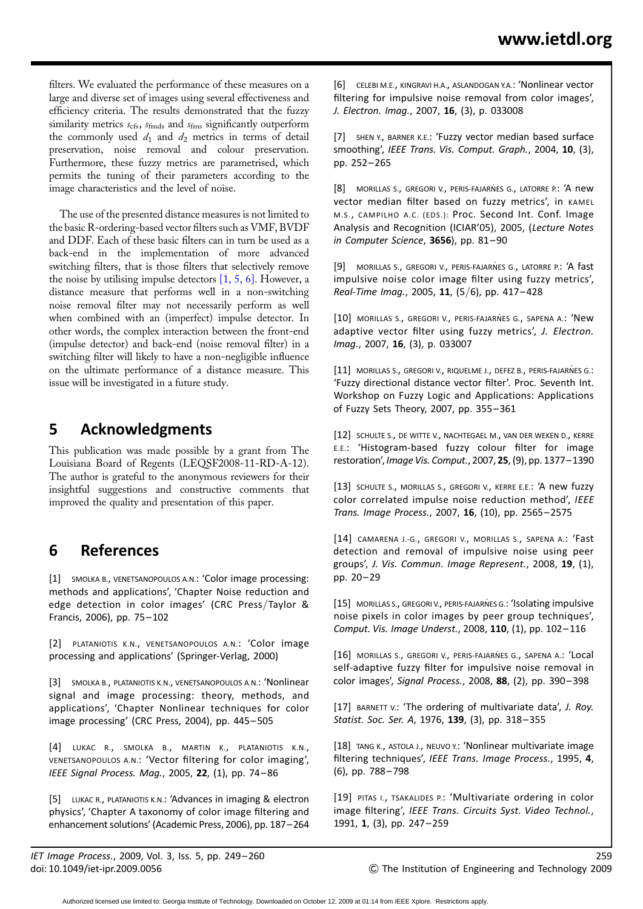filters. We evaluated the performance of these measures on a large and diverse set of images using several effectiveness and efficiency criteria. The results demonstrated that the fuzzy similarity metrics $s_{\mathrm{cfs}}$, $s_{\mathrm{fmds}}$ and $s_{\mathrm{fms}}$ significantly outperform the commonly used $d_1$ and $d_2$ metrics in terms of detail preservation, noise removal and colour preservation. Furthermore, these fuzzy metrics are parametrised, which permits the tuning of their parameters according to the image characteristics and the level of noise.

The use of the presented distance measures is not limited to the basic R-ordering-based vector filters such as VMF, BVDF and DDF. Each of these basic filters can in turn be used as a back-end in the implementation of more advanced switching filters, that is those filters that selectively remove the noise by utilising impulse detectors [1, 5, 6]. However, a distance measure that performs well in a non-switching noise removal filter may not necessarily perform as well when combined with an (imperfect) impulse detector. In other words, the complex interaction between the front-end (impulse detector) and back-end (noise removal filter) in a switching filter will likely to have a non-negligible influence on the ultimate performance of a distance measure. This issue will be investigated in a future study.

## 5 Acknowledgments

This publication was made possible by a grant from The Louisiana Board of Regents (LEQSF2008-11-RD-A-12). The author is grateful to the anonymous reviewers for their insightful suggestions and constructive comments that improved the quality and presentation of this paper.

## 6 References

[1] SMOLKA B., VENETSANOPOULOS A.N.: 'Color image processing: methods and applications', 'Chapter Noise reduction and edge detection in color images' (CRC Press/Taylor & Francis, 2006), pp. 75–102

[2] PLATANIOTIS K.N., VENETSANOPOULOS A.N.: 'Color image processing and applications' (Springer-Verlag, 2000)

[3] SMOLKA B., PLATANIOTIS K.N., VENETSANOPOULOS A.N.: 'Nonlinear signal and image processing: theory, methods, and applications', 'Chapter Nonlinear techniques for color image processing' (CRC Press, 2004), pp. 445–505

[4] LUKAC R., SMOLKA B., MARTIN K., PLATANIOTIS K.N., VENETSANOPOULOS A.N.: 'Vector filtering for color imaging', *IEEE Signal Process. Mag.*, 2005, **22**, (1), pp. 74–86

[5] LUKAC R., PLATANIOTIS K.N.: 'Advances in imaging & electron physics', 'Chapter A taxonomy of color image filtering and enhancement solutions' (Academic Press, 2006), pp. 187–264

[6] CELEBI M.E., KINGRAVI H.A., ASLANDOGAN Y.A.: 'Nonlinear vector filtering for impulsive noise removal from color images', *J. Electron. Imag.*, 2007, **16**, (3), p. 033008

[7] SHEN Y., BARNER K.E.: 'Fuzzy vector median based surface smoothing', *IEEE Trans. Vis. Comput. Graph.*, 2004, **10**, (3), pp. 252–265

[8] MORILLAS S., GREGORI V., PERIS-FAJARŃES G., LATORRE P.: 'A new vector median filter based on fuzzy metrics', in KAMEL M.S., CAMPILHO A.C. (EDS.): Proc. Second Int. Conf. Image Analysis and Recognition (ICIAR'05), 2005, (*Lecture Notes in Computer Science*, **3656**), pp. 81–90

[9] MORILLAS S., GREGORI V., PERIS-FAJARŃES G., LATORRE P.: 'A fast impulsive noise color image filter using fuzzy metrics', *Real-Time Imag.*, 2005, **11**, (5/6), pp. 417–428

[10] MORILLAS S., GREGORI V., PERIS-FAJARŃES G., SAPENA A.: 'New adaptive vector filter using fuzzy metrics', *J. Electron. Imag.*, 2007, **16**, (3), p. 033007

[11] MORILLAS S., GREGORI V., RIQUELME J., DEFEZ B., PERIS-FAJARŃES G.: 'Fuzzy directional distance vector filter'. Proc. Seventh Int. Workshop on Fuzzy Logic and Applications: Applications of Fuzzy Sets Theory, 2007, pp. 355–361

[12] SCHULTE S., DE WITTE V., NACHTEGAEL M., VAN DER WEKEN D., KERRE E.E.: 'Histogram-based fuzzy colour filter for image restoration', *Image Vis. Comput.*, 2007, **25**, (9), pp. 1377–1390

[13] SCHULTE S., MORILLAS S., GREGORI V., KERRE E.E.: 'A new fuzzy color correlated impulse noise reduction method', *IEEE Trans. Image Process.*, 2007, **16**, (10), pp. 2565–2575

[14] CAMARENA J.-G., GREGORI V., MORILLAS S., SAPENA A.: 'Fast detection and removal of impulsive noise using peer groups', *J. Vis. Commun. Image Represent.*, 2008, **19**, (1), pp. 20–29

[15] MORILLAS S., GREGORI V., PERIS-FAJARŃES G.: 'Isolating impulsive noise pixels in color images by peer group techniques', *Comput. Vis. Image Underst.*, 2008, **110**, (1), pp. 102–116

[16] MORILLAS S., GREGORI V., PERIS-FAJARŃES G., SAPENA A.: 'Local self-adaptive fuzzy filter for impulsive noise removal in color images', *Signal Process.*, 2008, **88**, (2), pp. 390–398

[17] BARNETT V.: 'The ordering of multivariate data', *J. Roy. Statist. Soc. Ser. A*, 1976, **139**, (3), pp. 318–355

[18] TANG K., ASTOLA J., NEUVO Y.: 'Nonlinear multivariate image filtering techniques', *IEEE Trans. Image Process.*, 1995, **4**, (6), pp. 788–798

[19] PITAS I., TSAKALIDES P.: 'Multivariate ordering in color image filtering', *IEEE Trans. Circuits Syst. Video Technol.*, 1991, **1**, (3), pp. 247–259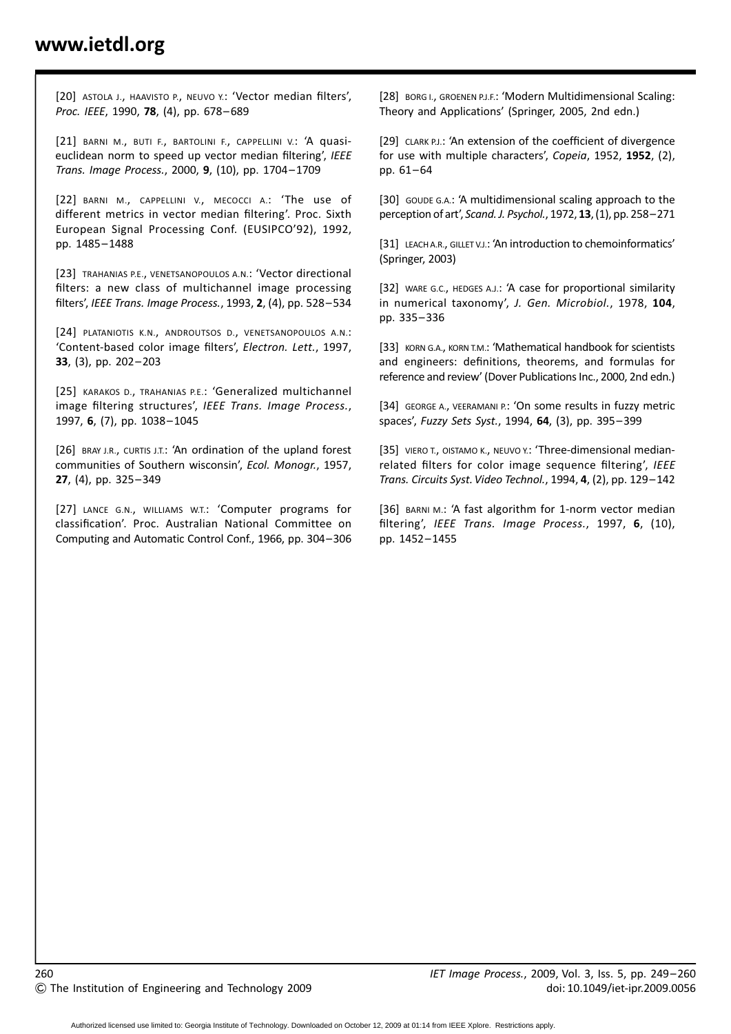[20] ASTOLA J., HAAVISTO P., NEUVO Y.: 'Vector median filters', *Proc. IEEE*, 1990, **78**, (4), pp. 678–689

[21] BARNI M., BUTI F., BARTOLINI F., CAPPELLINI V.: 'A quasi-euclidean norm to speed up vector median filtering', *IEEE Trans. Image Process.*, 2000, **9**, (10), pp. 1704–1709

[22] BARNI M., CAPPELLINI V., MECOCCI A.: 'The use of different metrics in vector median filtering'. Proc. Sixth European Signal Processing Conf. (EUSIPCO'92), 1992, pp. 1485–1488

[23] TRAHANIAS P.E., VENETSANOPOULOS A.N.: 'Vector directional filters: a new class of multichannel image processing filters', *IEEE Trans. Image Process.*, 1993, **2**, (4), pp. 528–534

[24] PLATANIOTIS K.N., ANDROUTSOS D., VENETSANOPOULOS A.N.: 'Content-based color image filters', *Electron. Lett.*, 1997, **33**, (3), pp. 202–203

[25] KARAKOS D., TRAHANIAS P.E.: 'Generalized multichannel image filtering structures', *IEEE Trans. Image Process.*, 1997, **6**, (7), pp. 1038–1045

[26] BRAY J.R., CURTIS J.T.: 'An ordination of the upland forest communities of Southern wisconsin', *Ecol. Monogr.*, 1957, **27**, (4), pp. 325–349

[27] LANCE G.N., WILLIAMS W.T.: 'Computer programs for classification'. Proc. Australian National Committee on Computing and Automatic Control Conf., 1966, pp. 304–306

[28] BORG I., GROENEN P.J.F.: 'Modern Multidimensional Scaling: Theory and Applications' (Springer, 2005, 2nd edn.)

[29] CLARK P.J.: 'An extension of the coefficient of divergence for use with multiple characters', *Copeia*, 1952, **1952**, (2), pp. 61–64

[30] GOUDE G.A.: 'A multidimensional scaling approach to the perception of art', *Scand. J. Psychol.*, 1972, **13**, (1), pp. 258–271

[31] LEACH A.R., GILLET V.J.: 'An introduction to chemoinformatics' (Springer, 2003)

[32] WARE G.C., HEDGES A.J.: 'A case for proportional similarity in numerical taxonomy', *J. Gen. Microbiol.*, 1978, **104**, pp. 335–336

[33] KORN G.A., KORN T.M.: 'Mathematical handbook for scientists and engineers: definitions, theorems, and formulas for reference and review' (Dover Publications Inc., 2000, 2nd edn.)

[34] GEORGE A., VEERAMANI P.: 'On some results in fuzzy metric spaces', *Fuzzy Sets Syst.*, 1994, **64**, (3), pp. 395–399

[35] VIERO T., OISTAMO K., NEUVO Y.: 'Three-dimensional median-related filters for color image sequence filtering', *IEEE Trans. Circuits Syst. Video Technol.*, 1994, **4**, (2), pp. 129–142

[36] BARNI M.: 'A fast algorithm for 1-norm vector median filtering', *IEEE Trans. Image Process.*, 1997, **6**, (10), pp. 1452–1455